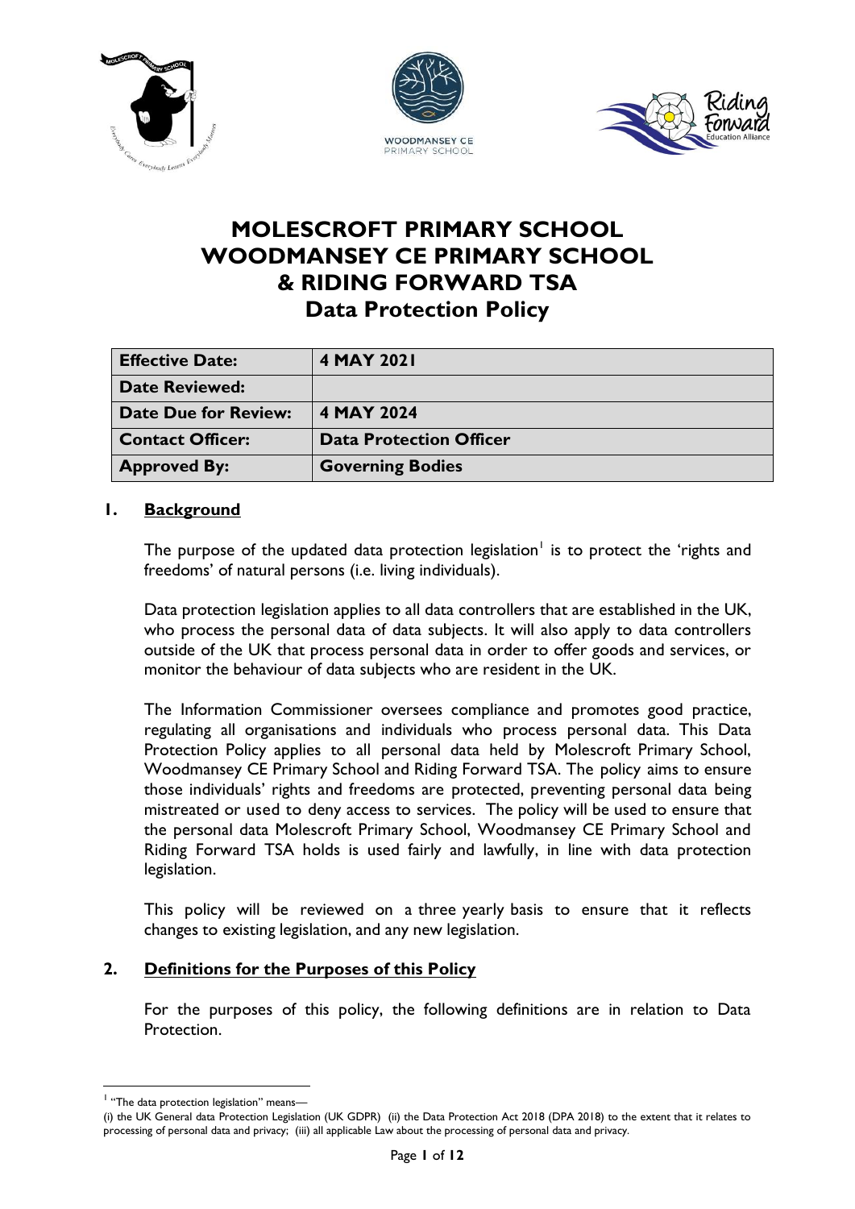# MOLESCROFT PRIMARY SCHOOL WOODMANSEY CE PRIMARY SCHOOL & RIDING FORWARD TSA

## Data Protection Policy

| **Effective Date:** | **4 MAY 2021** |
|---|---|
| **Date Reviewed:** | |
| **Date Due for Review:** | **4 MAY 2024** |
| **Contact Officer:** | **Data Protection Officer** |
| **Approved By:** | **Governing Bodies** |

## 1. Background

The purpose of the updated data protection legislation[1] is to protect the 'rights and freedoms' of natural persons (i.e. living individuals).

Data protection legislation applies to all data controllers that are established in the UK, who process the personal data of data subjects. It will also apply to data controllers outside of the UK that process personal data in order to offer goods and services, or monitor the behaviour of data subjects who are resident in the UK.

The Information Commissioner oversees compliance and promotes good practice, regulating all organisations and individuals who process personal data. This Data Protection Policy applies to all personal data held by Molescroft Primary School, Woodmansey CE Primary School and Riding Forward TSA. The policy aims to ensure those individuals' rights and freedoms are protected, preventing personal data being mistreated or used to deny access to services. The policy will be used to ensure that the personal data Molescroft Primary School, Woodmansey CE Primary School and Riding Forward TSA holds is used fairly and lawfully, in line with data protection legislation.

This policy will be reviewed on a three yearly basis to ensure that it reflects changes to existing legislation, and any new legislation.

## 2. Definitions for the Purposes of this Policy

For the purposes of this policy, the following definitions are in relation to Data Protection.

---

[1] "The data protection legislation" means—
(i) the UK General data Protection Legislation (UK GDPR) (ii) the Data Protection Act 2018 (DPA 2018) to the extent that it relates to processing of personal data and privacy; (iii) all applicable Law about the processing of personal data and privacy.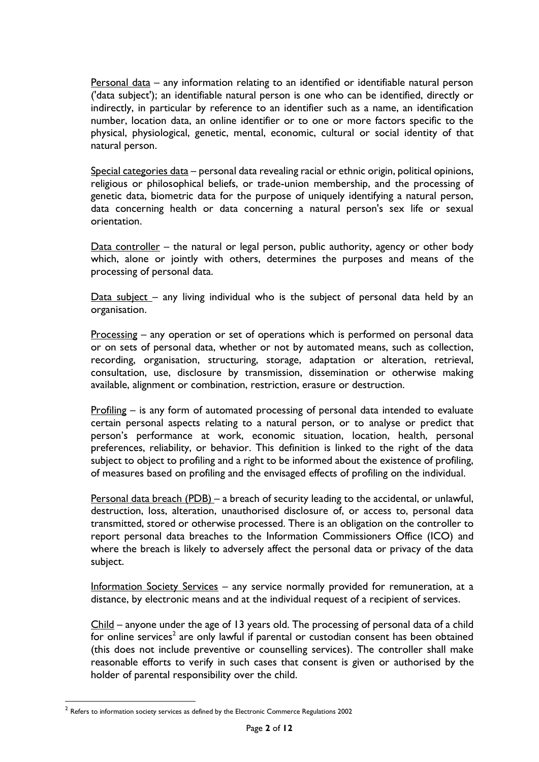Personal data – any information relating to an identified or identifiable natural person ('data subject'); an identifiable natural person is one who can be identified, directly or indirectly, in particular by reference to an identifier such as a name, an identification number, location data, an online identifier or to one or more factors specific to the physical, physiological, genetic, mental, economic, cultural or social identity of that natural person.

Special categories data – personal data revealing racial or ethnic origin, political opinions, religious or philosophical beliefs, or trade-union membership, and the processing of genetic data, biometric data for the purpose of uniquely identifying a natural person, data concerning health or data concerning a natural person's sex life or sexual orientation.

Data controller – the natural or legal person, public authority, agency or other body which, alone or jointly with others, determines the purposes and means of the processing of personal data.

Data subject – any living individual who is the subject of personal data held by an organisation.

Processing – any operation or set of operations which is performed on personal data or on sets of personal data, whether or not by automated means, such as collection, recording, organisation, structuring, storage, adaptation or alteration, retrieval, consultation, use, disclosure by transmission, dissemination or otherwise making available, alignment or combination, restriction, erasure or destruction.

Profiling – is any form of automated processing of personal data intended to evaluate certain personal aspects relating to a natural person, or to analyse or predict that person's performance at work, economic situation, location, health, personal preferences, reliability, or behavior. This definition is linked to the right of the data subject to object to profiling and a right to be informed about the existence of profiling, of measures based on profiling and the envisaged effects of profiling on the individual.

Personal data breach (PDB) – a breach of security leading to the accidental, or unlawful, destruction, loss, alteration, unauthorised disclosure of, or access to, personal data transmitted, stored or otherwise processed. There is an obligation on the controller to report personal data breaches to the Information Commissioners Office (ICO) and where the breach is likely to adversely affect the personal data or privacy of the data subject.

Information Society Services – any service normally provided for remuneration, at a distance, by electronic means and at the individual request of a recipient of services.

Child – anyone under the age of 13 years old. The processing of personal data of a child for online services[2] are only lawful if parental or custodian consent has been obtained (this does not include preventive or counselling services). The controller shall make reasonable efforts to verify in such cases that consent is given or authorised by the holder of parental responsibility over the child.

[2] Refers to information society services as defined by the Electronic Commerce Regulations 2002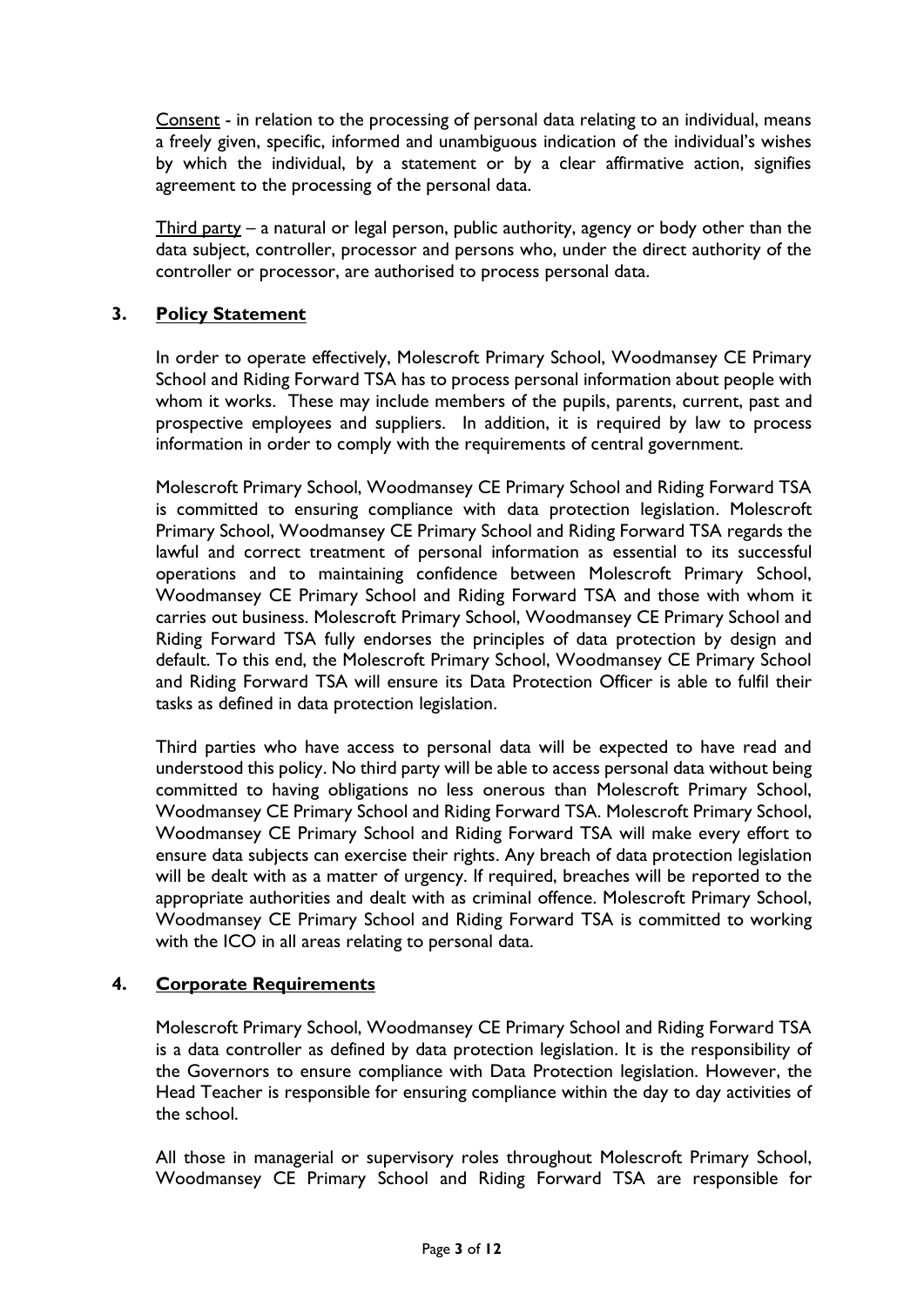<u>Consent</u> - in relation to the processing of personal data relating to an individual, means a freely given, specific, informed and unambiguous indication of the individual's wishes by which the individual, by a statement or by a clear affirmative action, signifies agreement to the processing of the personal data.

<u>Third party</u> – a natural or legal person, public authority, agency or body other than the data subject, controller, processor and persons who, under the direct authority of the controller or processor, are authorised to process personal data.

## 3. Policy Statement

In order to operate effectively, Molescroft Primary School, Woodmansey CE Primary School and Riding Forward TSA has to process personal information about people with whom it works. These may include members of the pupils, parents, current, past and prospective employees and suppliers. In addition, it is required by law to process information in order to comply with the requirements of central government.

Molescroft Primary School, Woodmansey CE Primary School and Riding Forward TSA is committed to ensuring compliance with data protection legislation. Molescroft Primary School, Woodmansey CE Primary School and Riding Forward TSA regards the lawful and correct treatment of personal information as essential to its successful operations and to maintaining confidence between Molescroft Primary School, Woodmansey CE Primary School and Riding Forward TSA and those with whom it carries out business. Molescroft Primary School, Woodmansey CE Primary School and Riding Forward TSA fully endorses the principles of data protection by design and default. To this end, the Molescroft Primary School, Woodmansey CE Primary School and Riding Forward TSA will ensure its Data Protection Officer is able to fulfil their tasks as defined in data protection legislation.

Third parties who have access to personal data will be expected to have read and understood this policy. No third party will be able to access personal data without being committed to having obligations no less onerous than Molescroft Primary School, Woodmansey CE Primary School and Riding Forward TSA. Molescroft Primary School, Woodmansey CE Primary School and Riding Forward TSA will make every effort to ensure data subjects can exercise their rights. Any breach of data protection legislation will be dealt with as a matter of urgency. If required, breaches will be reported to the appropriate authorities and dealt with as criminal offence. Molescroft Primary School, Woodmansey CE Primary School and Riding Forward TSA is committed to working with the ICO in all areas relating to personal data.

## 4. Corporate Requirements

Molescroft Primary School, Woodmansey CE Primary School and Riding Forward TSA is a data controller as defined by data protection legislation. It is the responsibility of the Governors to ensure compliance with Data Protection legislation. However, the Head Teacher is responsible for ensuring compliance within the day to day activities of the school.

All those in managerial or supervisory roles throughout Molescroft Primary School, Woodmansey CE Primary School and Riding Forward TSA are responsible for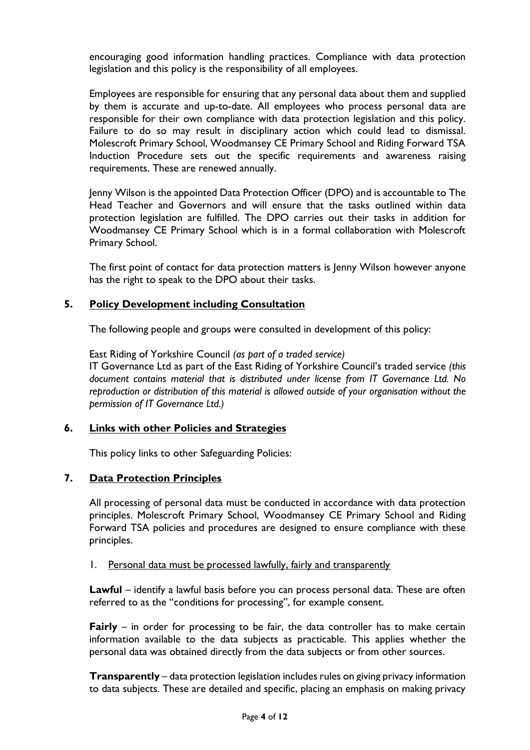encouraging good information handling practices. Compliance with data protection legislation and this policy is the responsibility of all employees.

Employees are responsible for ensuring that any personal data about them and supplied by them is accurate and up-to-date. All employees who process personal data are responsible for their own compliance with data protection legislation and this policy. Failure to do so may result in disciplinary action which could lead to dismissal. Molescroft Primary School, Woodmansey CE Primary School and Riding Forward TSA Induction Procedure sets out the specific requirements and awareness raising requirements. These are renewed annually.

Jenny Wilson is the appointed Data Protection Officer (DPO) and is accountable to The Head Teacher and Governors and will ensure that the tasks outlined within data protection legislation are fulfilled. The DPO carries out their tasks in addition for Woodmansey CE Primary School which is in a formal collaboration with Molescroft Primary School.

The first point of contact for data protection matters is Jenny Wilson however anyone has the right to speak to the DPO about their tasks.

## 5. Policy Development including Consultation

The following people and groups were consulted in development of this policy:

East Riding of Yorkshire Council *(as part of a traded service)*
IT Governance Ltd as part of the East Riding of Yorkshire Council's traded service *(this document contains material that is distributed under license from IT Governance Ltd. No reproduction or distribution of this material is allowed outside of your organisation without the permission of IT Governance Ltd.)*

## 6. Links with other Policies and Strategies

This policy links to other Safeguarding Policies:

## 7. Data Protection Principles

All processing of personal data must be conducted in accordance with data protection principles. Molescroft Primary School, Woodmansey CE Primary School and Riding Forward TSA policies and procedures are designed to ensure compliance with these principles.

1. Personal data must be processed lawfully, fairly and transparently

**Lawful** – identify a lawful basis before you can process personal data. These are often referred to as the "conditions for processing", for example consent.

**Fairly** – in order for processing to be fair, the data controller has to make certain information available to the data subjects as practicable. This applies whether the personal data was obtained directly from the data subjects or from other sources.

**Transparently** – data protection legislation includes rules on giving privacy information to data subjects. These are detailed and specific, placing an emphasis on making privacy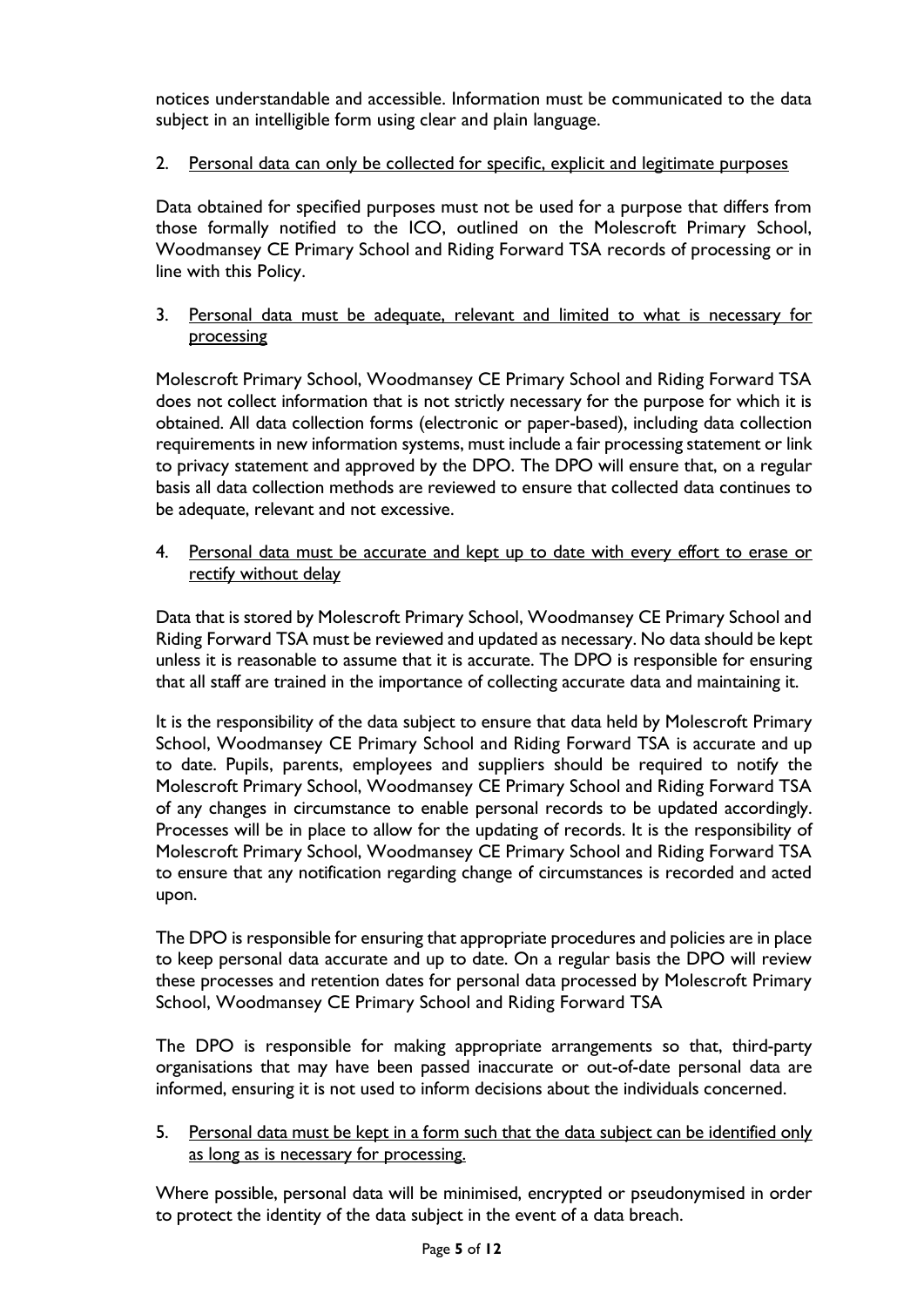notices understandable and accessible. Information must be communicated to the data subject in an intelligible form using clear and plain language.

2. Personal data can only be collected for specific, explicit and legitimate purposes

Data obtained for specified purposes must not be used for a purpose that differs from those formally notified to the ICO, outlined on the Molescroft Primary School, Woodmansey CE Primary School and Riding Forward TSA records of processing or in line with this Policy.

3. Personal data must be adequate, relevant and limited to what is necessary for processing

Molescroft Primary School, Woodmansey CE Primary School and Riding Forward TSA does not collect information that is not strictly necessary for the purpose for which it is obtained. All data collection forms (electronic or paper-based), including data collection requirements in new information systems, must include a fair processing statement or link to privacy statement and approved by the DPO. The DPO will ensure that, on a regular basis all data collection methods are reviewed to ensure that collected data continues to be adequate, relevant and not excessive.

4. Personal data must be accurate and kept up to date with every effort to erase or rectify without delay

Data that is stored by Molescroft Primary School, Woodmansey CE Primary School and Riding Forward TSA must be reviewed and updated as necessary. No data should be kept unless it is reasonable to assume that it is accurate. The DPO is responsible for ensuring that all staff are trained in the importance of collecting accurate data and maintaining it.

It is the responsibility of the data subject to ensure that data held by Molescroft Primary School, Woodmansey CE Primary School and Riding Forward TSA is accurate and up to date. Pupils, parents, employees and suppliers should be required to notify the Molescroft Primary School, Woodmansey CE Primary School and Riding Forward TSA of any changes in circumstance to enable personal records to be updated accordingly. Processes will be in place to allow for the updating of records. It is the responsibility of Molescroft Primary School, Woodmansey CE Primary School and Riding Forward TSA to ensure that any notification regarding change of circumstances is recorded and acted upon.

The DPO is responsible for ensuring that appropriate procedures and policies are in place to keep personal data accurate and up to date. On a regular basis the DPO will review these processes and retention dates for personal data processed by Molescroft Primary School, Woodmansey CE Primary School and Riding Forward TSA

The DPO is responsible for making appropriate arrangements so that, third-party organisations that may have been passed inaccurate or out-of-date personal data are informed, ensuring it is not used to inform decisions about the individuals concerned.

5. Personal data must be kept in a form such that the data subject can be identified only as long as is necessary for processing.

Where possible, personal data will be minimised, encrypted or pseudonymised in order to protect the identity of the data subject in the event of a data breach.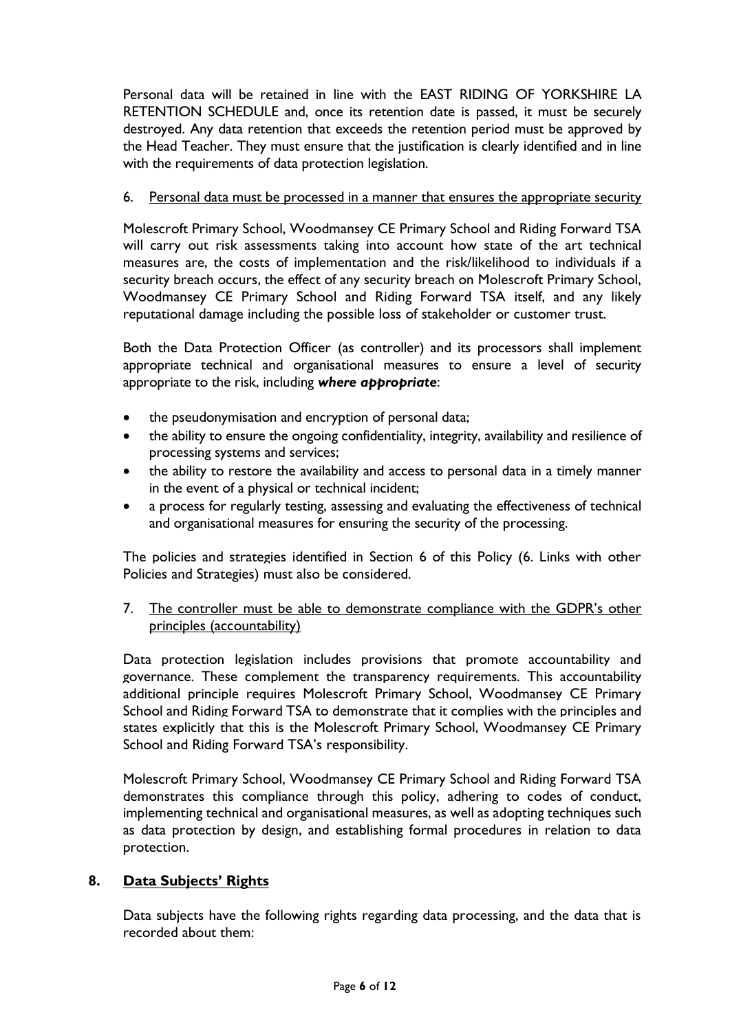Personal data will be retained in line with the EAST RIDING OF YORKSHIRE LA RETENTION SCHEDULE and, once its retention date is passed, it must be securely destroyed. Any data retention that exceeds the retention period must be approved by the Head Teacher. They must ensure that the justification is clearly identified and in line with the requirements of data protection legislation.

6. Personal data must be processed in a manner that ensures the appropriate security

Molescroft Primary School, Woodmansey CE Primary School and Riding Forward TSA will carry out risk assessments taking into account how state of the art technical measures are, the costs of implementation and the risk/likelihood to individuals if a security breach occurs, the effect of any security breach on Molescroft Primary School, Woodmansey CE Primary School and Riding Forward TSA itself, and any likely reputational damage including the possible loss of stakeholder or customer trust.

Both the Data Protection Officer (as controller) and its processors shall implement appropriate technical and organisational measures to ensure a level of security appropriate to the risk, including ***where appropriate***:

- the pseudonymisation and encryption of personal data;
- the ability to ensure the ongoing confidentiality, integrity, availability and resilience of processing systems and services;
- the ability to restore the availability and access to personal data in a timely manner in the event of a physical or technical incident;
- a process for regularly testing, assessing and evaluating the effectiveness of technical and organisational measures for ensuring the security of the processing.

The policies and strategies identified in Section 6 of this Policy (6. Links with other Policies and Strategies) must also be considered.

7. The controller must be able to demonstrate compliance with the GDPR's other principles (accountability)

Data protection legislation includes provisions that promote accountability and governance. These complement the transparency requirements. This accountability additional principle requires Molescroft Primary School, Woodmansey CE Primary School and Riding Forward TSA to demonstrate that it complies with the principles and states explicitly that this is the Molescroft Primary School, Woodmansey CE Primary School and Riding Forward TSA's responsibility.

Molescroft Primary School, Woodmansey CE Primary School and Riding Forward TSA demonstrates this compliance through this policy, adhering to codes of conduct, implementing technical and organisational measures, as well as adopting techniques such as data protection by design, and establishing formal procedures in relation to data protection.

## 8. Data Subjects' Rights

Data subjects have the following rights regarding data processing, and the data that is recorded about them: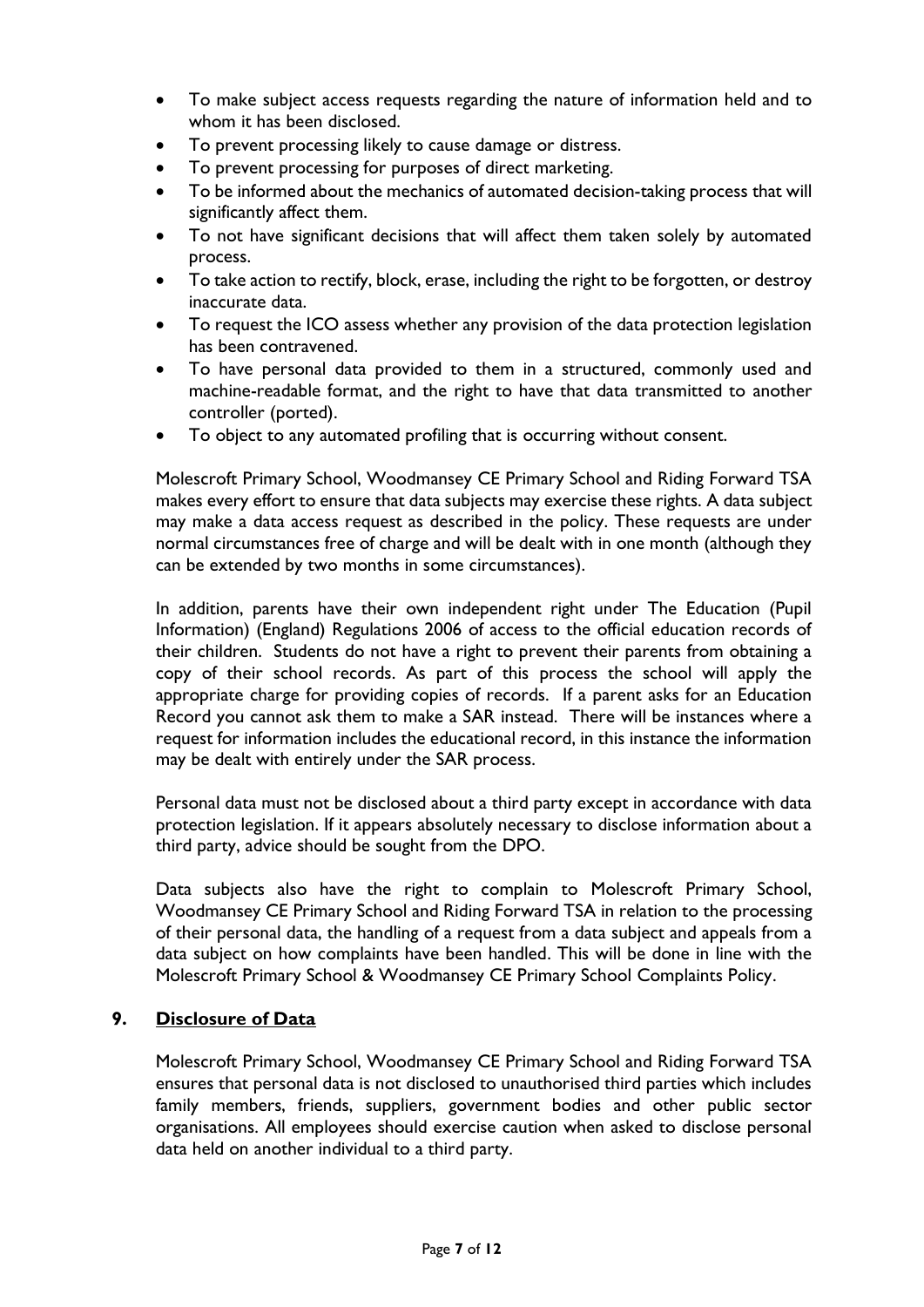- To make subject access requests regarding the nature of information held and to whom it has been disclosed.
- To prevent processing likely to cause damage or distress.
- To prevent processing for purposes of direct marketing.
- To be informed about the mechanics of automated decision-taking process that will significantly affect them.
- To not have significant decisions that will affect them taken solely by automated process.
- To take action to rectify, block, erase, including the right to be forgotten, or destroy inaccurate data.
- To request the ICO assess whether any provision of the data protection legislation has been contravened.
- To have personal data provided to them in a structured, commonly used and machine-readable format, and the right to have that data transmitted to another controller (ported).
- To object to any automated profiling that is occurring without consent.

Molescroft Primary School, Woodmansey CE Primary School and Riding Forward TSA makes every effort to ensure that data subjects may exercise these rights. A data subject may make a data access request as described in the policy. These requests are under normal circumstances free of charge and will be dealt with in one month (although they can be extended by two months in some circumstances).

In addition, parents have their own independent right under The Education (Pupil Information) (England) Regulations 2006 of access to the official education records of their children. Students do not have a right to prevent their parents from obtaining a copy of their school records. As part of this process the school will apply the appropriate charge for providing copies of records. If a parent asks for an Education Record you cannot ask them to make a SAR instead. There will be instances where a request for information includes the educational record, in this instance the information may be dealt with entirely under the SAR process.

Personal data must not be disclosed about a third party except in accordance with data protection legislation. If it appears absolutely necessary to disclose information about a third party, advice should be sought from the DPO.

Data subjects also have the right to complain to Molescroft Primary School, Woodmansey CE Primary School and Riding Forward TSA in relation to the processing of their personal data, the handling of a request from a data subject and appeals from a data subject on how complaints have been handled. This will be done in line with the Molescroft Primary School & Woodmansey CE Primary School Complaints Policy.

## 9. Disclosure of Data

Molescroft Primary School, Woodmansey CE Primary School and Riding Forward TSA ensures that personal data is not disclosed to unauthorised third parties which includes family members, friends, suppliers, government bodies and other public sector organisations. All employees should exercise caution when asked to disclose personal data held on another individual to a third party.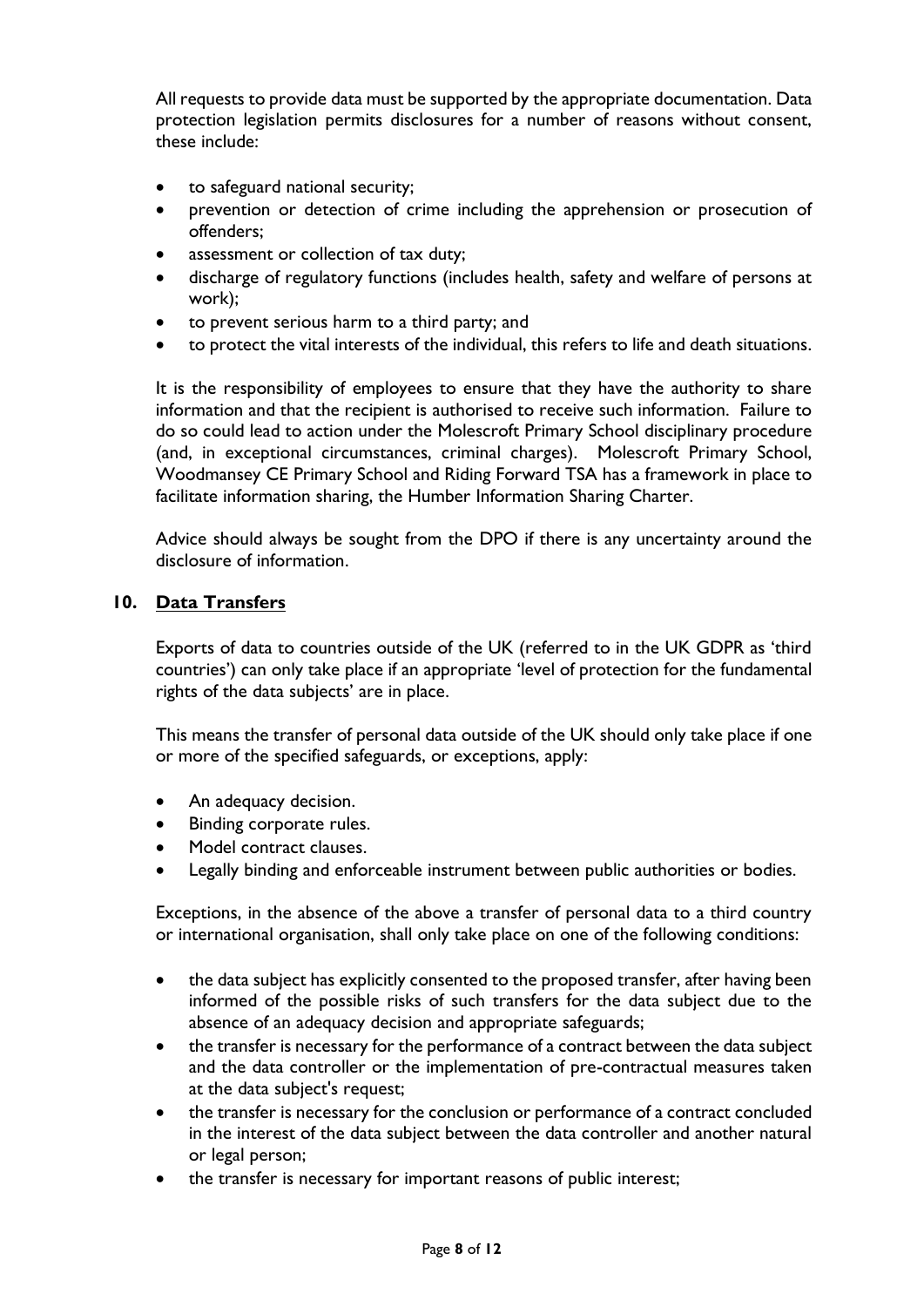All requests to provide data must be supported by the appropriate documentation. Data protection legislation permits disclosures for a number of reasons without consent, these include:

- to safeguard national security;
- prevention or detection of crime including the apprehension or prosecution of offenders;
- assessment or collection of tax duty;
- discharge of regulatory functions (includes health, safety and welfare of persons at work);
- to prevent serious harm to a third party; and
- to protect the vital interests of the individual, this refers to life and death situations.

It is the responsibility of employees to ensure that they have the authority to share information and that the recipient is authorised to receive such information. Failure to do so could lead to action under the Molescroft Primary School disciplinary procedure (and, in exceptional circumstances, criminal charges). Molescroft Primary School, Woodmansey CE Primary School and Riding Forward TSA has a framework in place to facilitate information sharing, the Humber Information Sharing Charter.

Advice should always be sought from the DPO if there is any uncertainty around the disclosure of information.

## 10. Data Transfers

Exports of data to countries outside of the UK (referred to in the UK GDPR as 'third countries') can only take place if an appropriate 'level of protection for the fundamental rights of the data subjects' are in place.

This means the transfer of personal data outside of the UK should only take place if one or more of the specified safeguards, or exceptions, apply:

- An adequacy decision.
- Binding corporate rules.
- Model contract clauses.
- Legally binding and enforceable instrument between public authorities or bodies.

Exceptions, in the absence of the above a transfer of personal data to a third country or international organisation, shall only take place on one of the following conditions:

- the data subject has explicitly consented to the proposed transfer, after having been informed of the possible risks of such transfers for the data subject due to the absence of an adequacy decision and appropriate safeguards;
- the transfer is necessary for the performance of a contract between the data subject and the data controller or the implementation of pre-contractual measures taken at the data subject's request;
- the transfer is necessary for the conclusion or performance of a contract concluded in the interest of the data subject between the data controller and another natural or legal person;
- the transfer is necessary for important reasons of public interest;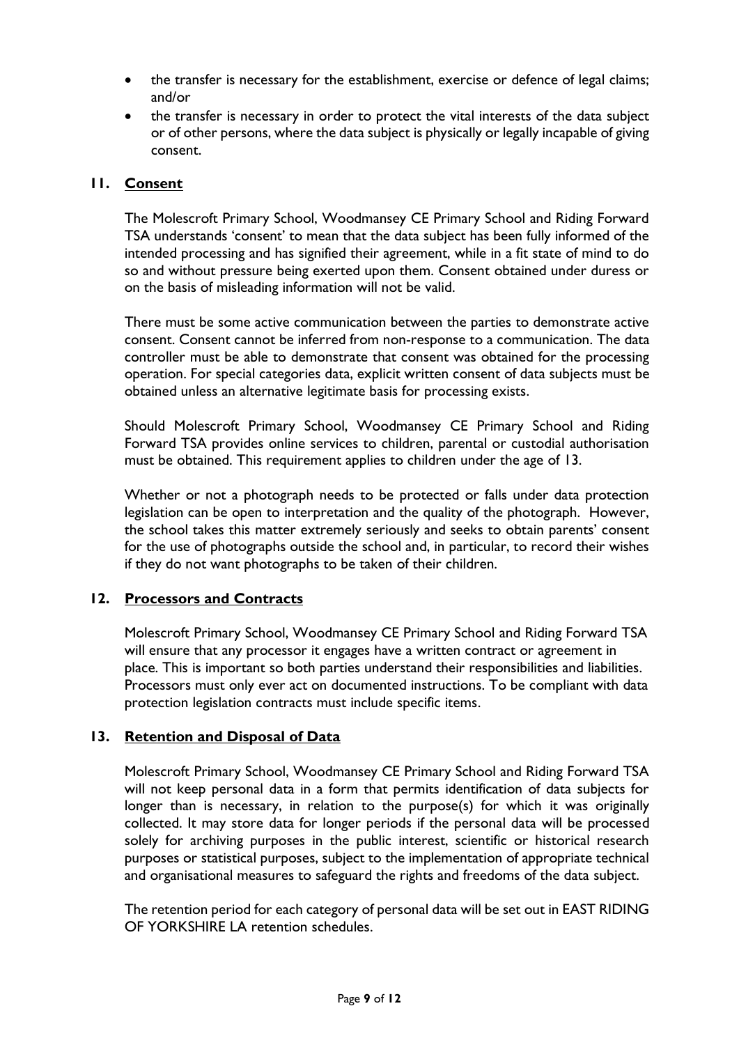- the transfer is necessary for the establishment, exercise or defence of legal claims; and/or
- the transfer is necessary in order to protect the vital interests of the data subject or of other persons, where the data subject is physically or legally incapable of giving consent.

## 11. Consent

The Molescroft Primary School, Woodmansey CE Primary School and Riding Forward TSA understands 'consent' to mean that the data subject has been fully informed of the intended processing and has signified their agreement, while in a fit state of mind to do so and without pressure being exerted upon them. Consent obtained under duress or on the basis of misleading information will not be valid.

There must be some active communication between the parties to demonstrate active consent. Consent cannot be inferred from non-response to a communication. The data controller must be able to demonstrate that consent was obtained for the processing operation. For special categories data, explicit written consent of data subjects must be obtained unless an alternative legitimate basis for processing exists.

Should Molescroft Primary School, Woodmansey CE Primary School and Riding Forward TSA provides online services to children, parental or custodial authorisation must be obtained. This requirement applies to children under the age of 13.

Whether or not a photograph needs to be protected or falls under data protection legislation can be open to interpretation and the quality of the photograph. However, the school takes this matter extremely seriously and seeks to obtain parents' consent for the use of photographs outside the school and, in particular, to record their wishes if they do not want photographs to be taken of their children.

## 12. Processors and Contracts

Molescroft Primary School, Woodmansey CE Primary School and Riding Forward TSA will ensure that any processor it engages have a written contract or agreement in place. This is important so both parties understand their responsibilities and liabilities. Processors must only ever act on documented instructions. To be compliant with data protection legislation contracts must include specific items.

## 13. Retention and Disposal of Data

Molescroft Primary School, Woodmansey CE Primary School and Riding Forward TSA will not keep personal data in a form that permits identification of data subjects for longer than is necessary, in relation to the purpose(s) for which it was originally collected. It may store data for longer periods if the personal data will be processed solely for archiving purposes in the public interest, scientific or historical research purposes or statistical purposes, subject to the implementation of appropriate technical and organisational measures to safeguard the rights and freedoms of the data subject.

The retention period for each category of personal data will be set out in EAST RIDING OF YORKSHIRE LA retention schedules.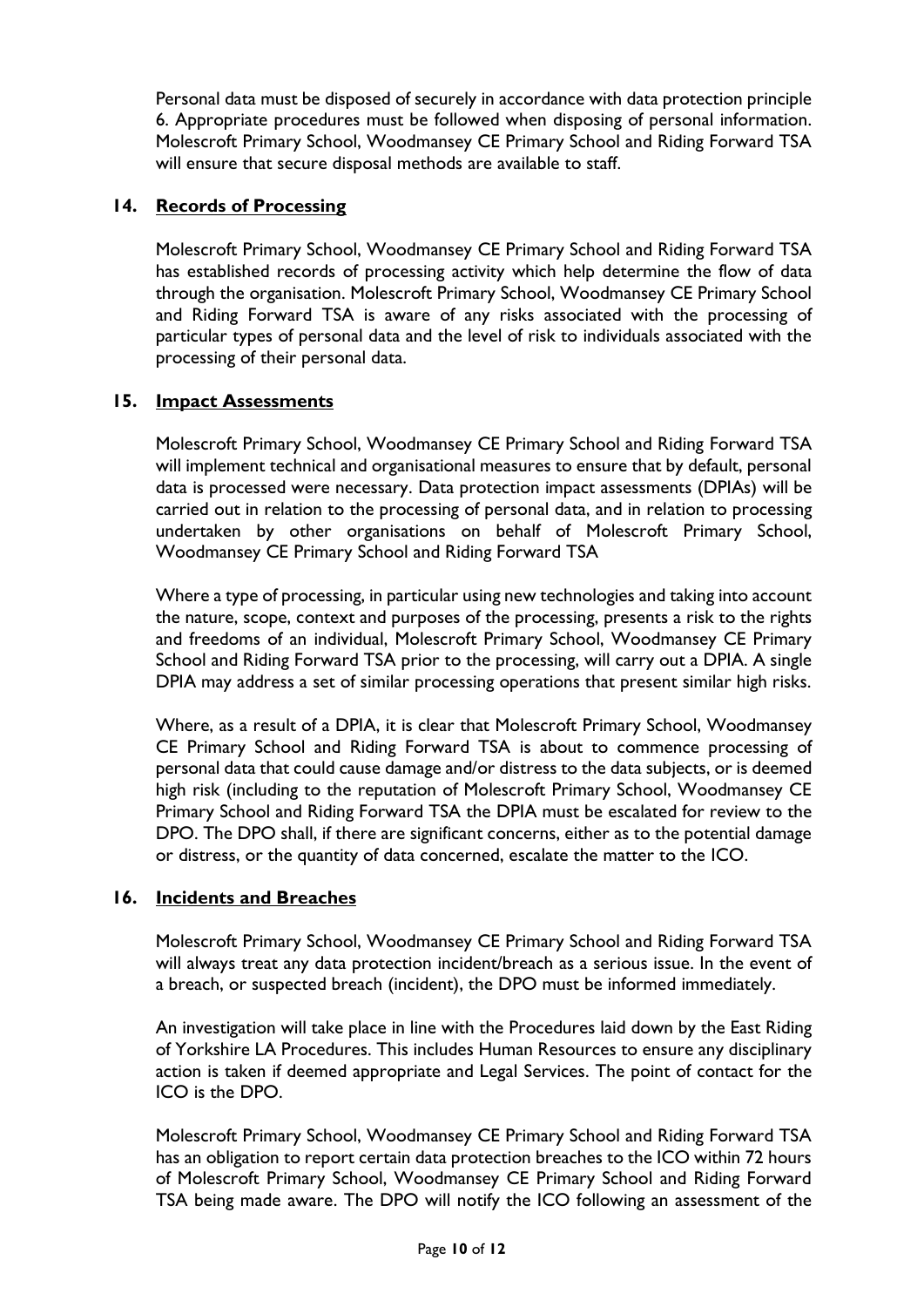Personal data must be disposed of securely in accordance with data protection principle 6. Appropriate procedures must be followed when disposing of personal information. Molescroft Primary School, Woodmansey CE Primary School and Riding Forward TSA will ensure that secure disposal methods are available to staff.

## 14. Records of Processing

Molescroft Primary School, Woodmansey CE Primary School and Riding Forward TSA has established records of processing activity which help determine the flow of data through the organisation. Molescroft Primary School, Woodmansey CE Primary School and Riding Forward TSA is aware of any risks associated with the processing of particular types of personal data and the level of risk to individuals associated with the processing of their personal data.

## 15. Impact Assessments

Molescroft Primary School, Woodmansey CE Primary School and Riding Forward TSA will implement technical and organisational measures to ensure that by default, personal data is processed were necessary. Data protection impact assessments (DPIAs) will be carried out in relation to the processing of personal data, and in relation to processing undertaken by other organisations on behalf of Molescroft Primary School, Woodmansey CE Primary School and Riding Forward TSA

Where a type of processing, in particular using new technologies and taking into account the nature, scope, context and purposes of the processing, presents a risk to the rights and freedoms of an individual, Molescroft Primary School, Woodmansey CE Primary School and Riding Forward TSA prior to the processing, will carry out a DPIA. A single DPIA may address a set of similar processing operations that present similar high risks.

Where, as a result of a DPIA, it is clear that Molescroft Primary School, Woodmansey CE Primary School and Riding Forward TSA is about to commence processing of personal data that could cause damage and/or distress to the data subjects, or is deemed high risk (including to the reputation of Molescroft Primary School, Woodmansey CE Primary School and Riding Forward TSA the DPIA must be escalated for review to the DPO. The DPO shall, if there are significant concerns, either as to the potential damage or distress, or the quantity of data concerned, escalate the matter to the ICO.

## 16. Incidents and Breaches

Molescroft Primary School, Woodmansey CE Primary School and Riding Forward TSA will always treat any data protection incident/breach as a serious issue. In the event of a breach, or suspected breach (incident), the DPO must be informed immediately.

An investigation will take place in line with the Procedures laid down by the East Riding of Yorkshire LA Procedures. This includes Human Resources to ensure any disciplinary action is taken if deemed appropriate and Legal Services. The point of contact for the ICO is the DPO.

Molescroft Primary School, Woodmansey CE Primary School and Riding Forward TSA has an obligation to report certain data protection breaches to the ICO within 72 hours of Molescroft Primary School, Woodmansey CE Primary School and Riding Forward TSA being made aware. The DPO will notify the ICO following an assessment of the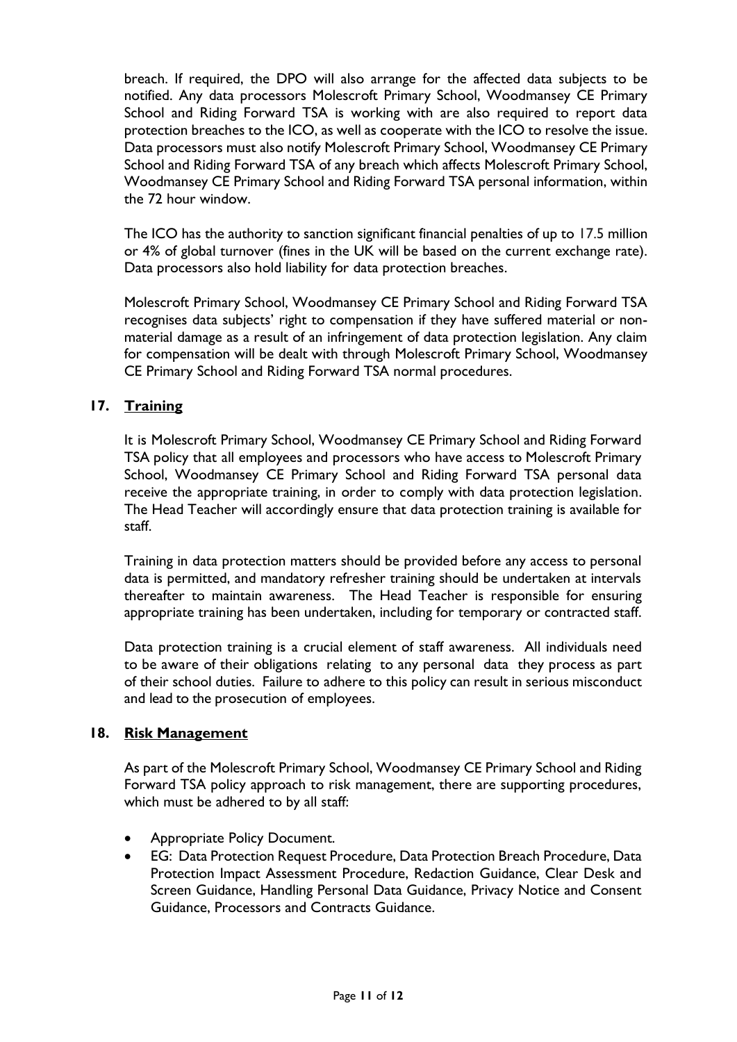breach. If required, the DPO will also arrange for the affected data subjects to be notified. Any data processors Molescroft Primary School, Woodmansey CE Primary School and Riding Forward TSA is working with are also required to report data protection breaches to the ICO, as well as cooperate with the ICO to resolve the issue. Data processors must also notify Molescroft Primary School, Woodmansey CE Primary School and Riding Forward TSA of any breach which affects Molescroft Primary School, Woodmansey CE Primary School and Riding Forward TSA personal information, within the 72 hour window.

The ICO has the authority to sanction significant financial penalties of up to 17.5 million or 4% of global turnover (fines in the UK will be based on the current exchange rate). Data processors also hold liability for data protection breaches.

Molescroft Primary School, Woodmansey CE Primary School and Riding Forward TSA recognises data subjects' right to compensation if they have suffered material or non-material damage as a result of an infringement of data protection legislation. Any claim for compensation will be dealt with through Molescroft Primary School, Woodmansey CE Primary School and Riding Forward TSA normal procedures.

## 17. Training

It is Molescroft Primary School, Woodmansey CE Primary School and Riding Forward TSA policy that all employees and processors who have access to Molescroft Primary School, Woodmansey CE Primary School and Riding Forward TSA personal data receive the appropriate training, in order to comply with data protection legislation. The Head Teacher will accordingly ensure that data protection training is available for staff.

Training in data protection matters should be provided before any access to personal data is permitted, and mandatory refresher training should be undertaken at intervals thereafter to maintain awareness. The Head Teacher is responsible for ensuring appropriate training has been undertaken, including for temporary or contracted staff.

Data protection training is a crucial element of staff awareness. All individuals need to be aware of their obligations relating to any personal data they process as part of their school duties. Failure to adhere to this policy can result in serious misconduct and lead to the prosecution of employees.

## 18. Risk Management

As part of the Molescroft Primary School, Woodmansey CE Primary School and Riding Forward TSA policy approach to risk management, there are supporting procedures, which must be adhered to by all staff:

- Appropriate Policy Document.
- EG: Data Protection Request Procedure, Data Protection Breach Procedure, Data Protection Impact Assessment Procedure, Redaction Guidance, Clear Desk and Screen Guidance, Handling Personal Data Guidance, Privacy Notice and Consent Guidance, Processors and Contracts Guidance.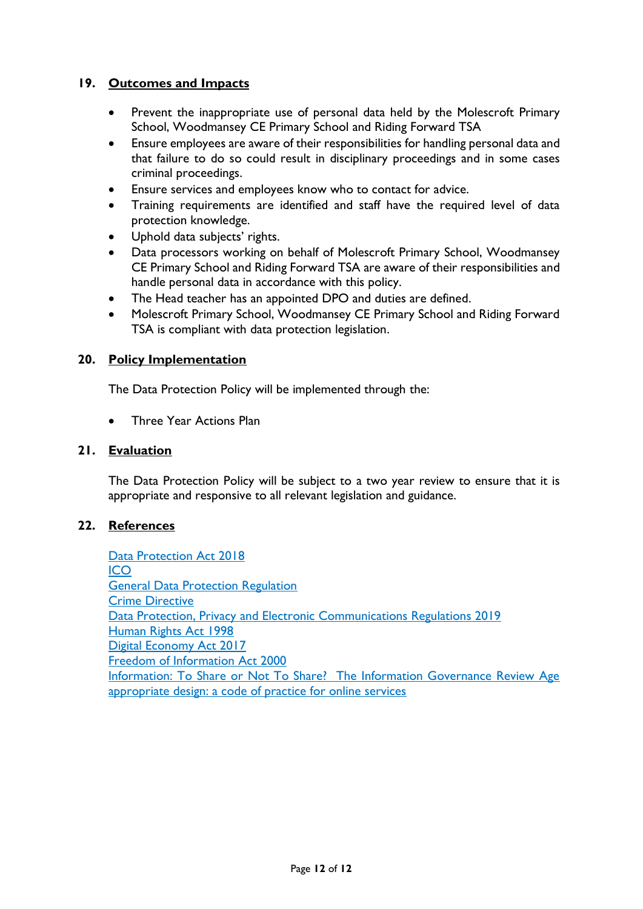## 19. Outcomes and Impacts

- Prevent the inappropriate use of personal data held by the Molescroft Primary School, Woodmansey CE Primary School and Riding Forward TSA
- Ensure employees are aware of their responsibilities for handling personal data and that failure to do so could result in disciplinary proceedings and in some cases criminal proceedings.
- Ensure services and employees know who to contact for advice.
- Training requirements are identified and staff have the required level of data protection knowledge.
- Uphold data subjects' rights.
- Data processors working on behalf of Molescroft Primary School, Woodmansey CE Primary School and Riding Forward TSA are aware of their responsibilities and handle personal data in accordance with this policy.
- The Head teacher has an appointed DPO and duties are defined.
- Molescroft Primary School, Woodmansey CE Primary School and Riding Forward TSA is compliant with data protection legislation.

## 20. Policy Implementation

The Data Protection Policy will be implemented through the:

- Three Year Actions Plan

## 21. Evaluation

The Data Protection Policy will be subject to a two year review to ensure that it is appropriate and responsive to all relevant legislation and guidance.

## 22. References

Data Protection Act 2018
ICO
General Data Protection Regulation
Crime Directive
Data Protection, Privacy and Electronic Communications Regulations 2019
Human Rights Act 1998
Digital Economy Act 2017
Freedom of Information Act 2000
Information: To Share or Not To Share? The Information Governance Review Age appropriate design: a code of practice for online services